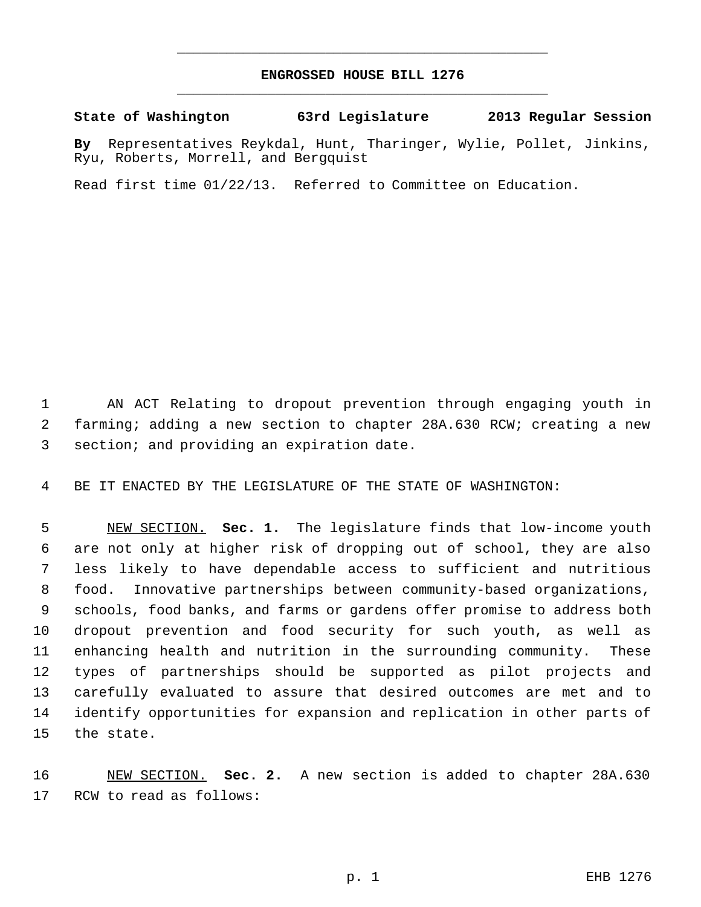# ENGROSSED HOUSE BILL 1276

**State of Washington 63rd Legislature 2013 Regular Session**

**By** Representatives Reykdal, Hunt, Tharinger, Wylie, Pollet, Jinkins, Ryu, Roberts, Morrell, and Bergquist

Read first time 01/22/13. Referred to Committee on Education.

AN ACT Relating to dropout prevention through engaging youth in farming; adding a new section to chapter 28A.630 RCW; creating a new section; and providing an expiration date.

BE IT ENACTED BY THE LEGISLATURE OF THE STATE OF WASHINGTON:

NEW SECTION. **Sec. 1.** The legislature finds that low-income youth are not only at higher risk of dropping out of school, they are also less likely to have dependable access to sufficient and nutritious food. Innovative partnerships between community-based organizations, schools, food banks, and farms or gardens offer promise to address both dropout prevention and food security for such youth, as well as enhancing health and nutrition in the surrounding community. These types of partnerships should be supported as pilot projects and carefully evaluated to assure that desired outcomes are met and to identify opportunities for expansion and replication in other parts of the state.

NEW SECTION. **Sec. 2.** A new section is added to chapter 28A.630 RCW to read as follows: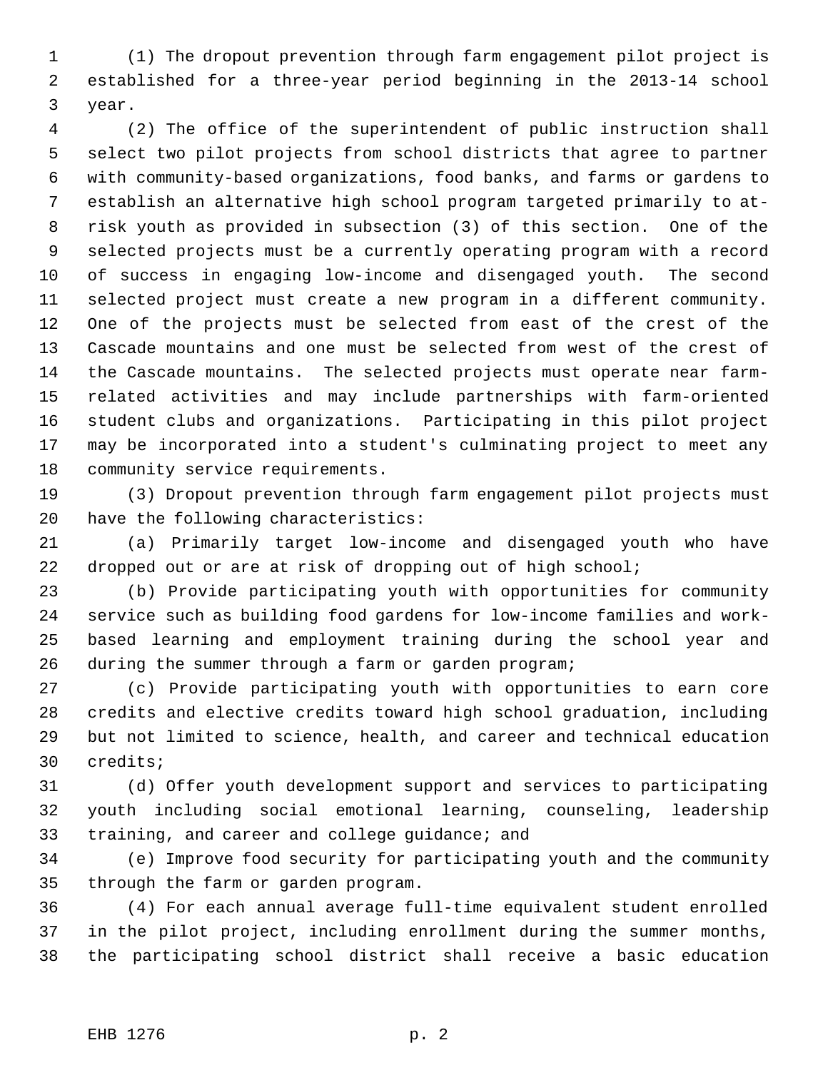(1) The dropout prevention through farm engagement pilot project is established for a three-year period beginning in the 2013-14 school year.

(2) The office of the superintendent of public instruction shall select two pilot projects from school districts that agree to partner with community-based organizations, food banks, and farms or gardens to establish an alternative high school program targeted primarily to at-risk youth as provided in subsection (3) of this section. One of the selected projects must be a currently operating program with a record of success in engaging low-income and disengaged youth. The second selected project must create a new program in a different community. One of the projects must be selected from east of the crest of the Cascade mountains and one must be selected from west of the crest of the Cascade mountains. The selected projects must operate near farm-related activities and may include partnerships with farm-oriented student clubs and organizations. Participating in this pilot project may be incorporated into a student's culminating project to meet any community service requirements.

(3) Dropout prevention through farm engagement pilot projects must have the following characteristics:

(a) Primarily target low-income and disengaged youth who have dropped out or are at risk of dropping out of high school;

(b) Provide participating youth with opportunities for community service such as building food gardens for low-income families and work-based learning and employment training during the school year and during the summer through a farm or garden program;

(c) Provide participating youth with opportunities to earn core credits and elective credits toward high school graduation, including but not limited to science, health, and career and technical education credits;

(d) Offer youth development support and services to participating youth including social emotional learning, counseling, leadership training, and career and college guidance; and

(e) Improve food security for participating youth and the community through the farm or garden program.

(4) For each annual average full-time equivalent student enrolled in the pilot project, including enrollment during the summer months, the participating school district shall receive a basic education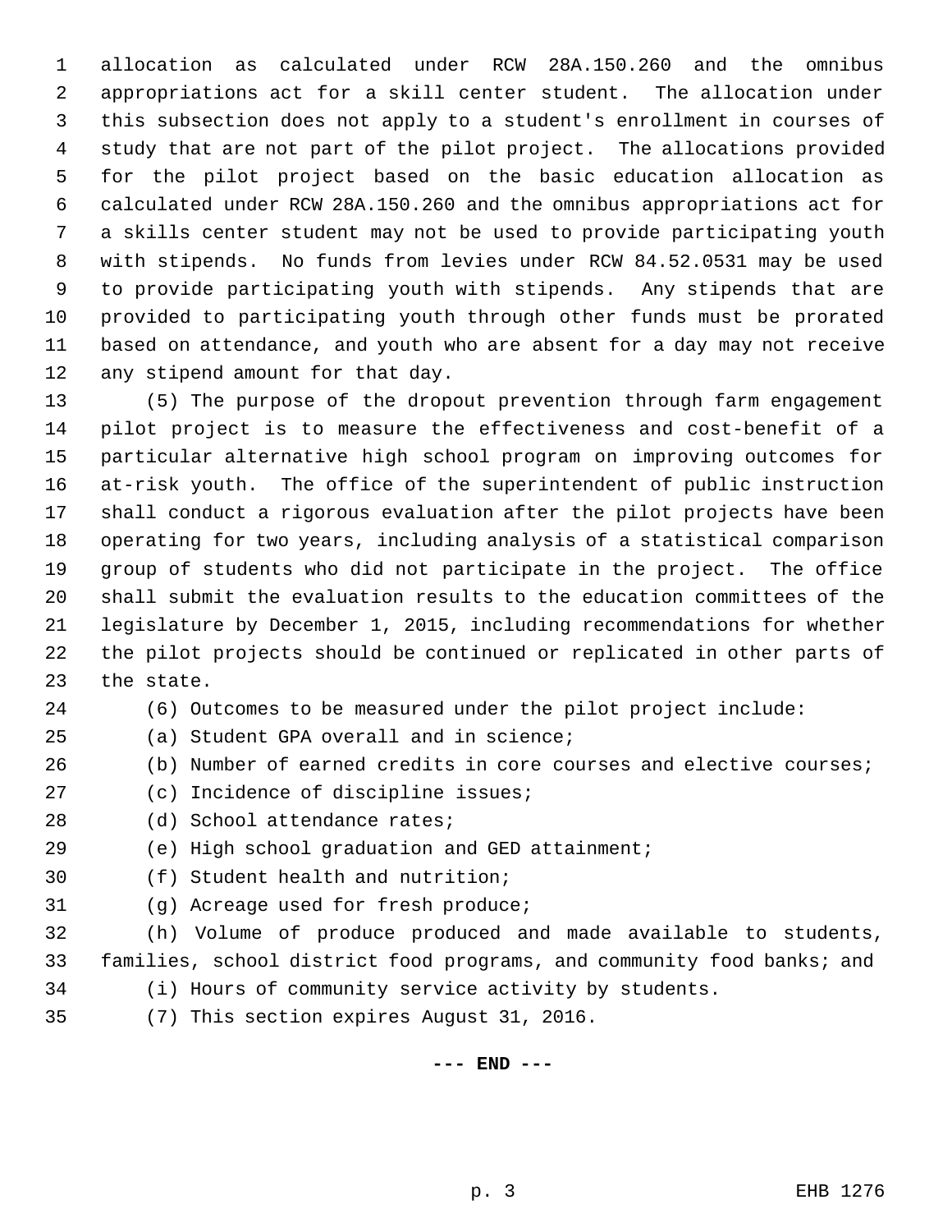allocation as calculated under RCW 28A.150.260 and the omnibus appropriations act for a skill center student. The allocation under this subsection does not apply to a student's enrollment in courses of study that are not part of the pilot project. The allocations provided for the pilot project based on the basic education allocation as calculated under RCW 28A.150.260 and the omnibus appropriations act for a skills center student may not be used to provide participating youth with stipends. No funds from levies under RCW 84.52.0531 may be used to provide participating youth with stipends. Any stipends that are provided to participating youth through other funds must be prorated based on attendance, and youth who are absent for a day may not receive any stipend amount for that day.

(5) The purpose of the dropout prevention through farm engagement pilot project is to measure the effectiveness and cost-benefit of a particular alternative high school program on improving outcomes for at-risk youth. The office of the superintendent of public instruction shall conduct a rigorous evaluation after the pilot projects have been operating for two years, including analysis of a statistical comparison group of students who did not participate in the project. The office shall submit the evaluation results to the education committees of the legislature by December 1, 2015, including recommendations for whether the pilot projects should be continued or replicated in other parts of the state.

(6) Outcomes to be measured under the pilot project include:

(a) Student GPA overall and in science;

(b) Number of earned credits in core courses and elective courses;

(c) Incidence of discipline issues;

(d) School attendance rates;

(e) High school graduation and GED attainment;

(f) Student health and nutrition;

(g) Acreage used for fresh produce;

(h) Volume of produce produced and made available to students, families, school district food programs, and community food banks; and

(i) Hours of community service activity by students.

(7) This section expires August 31, 2016.

**--- END ---**